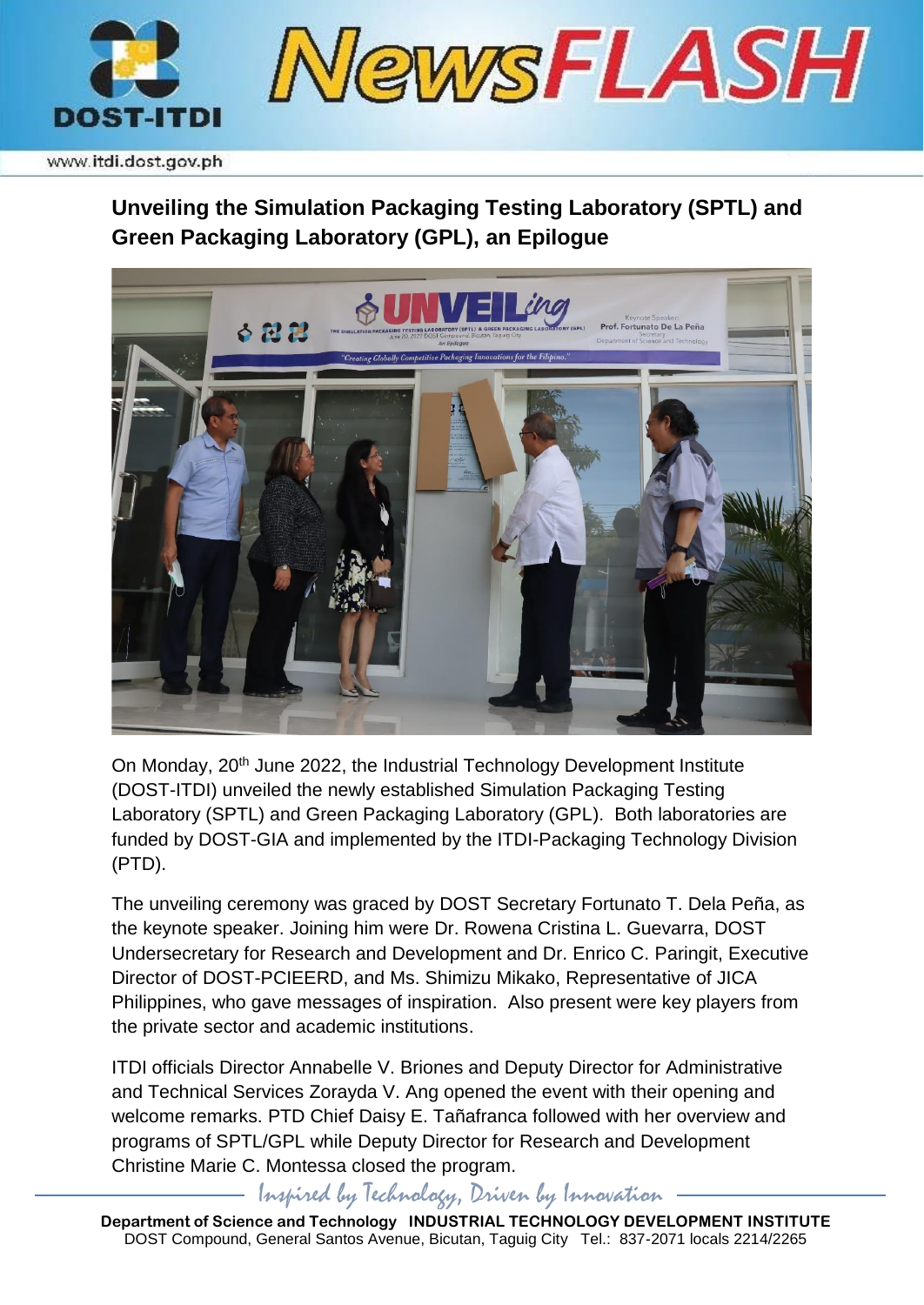## Unveiling the Simulation Packaging Testing Laboratory (SPTL) and Green Packaging Laboratory (GPL), an Epilogue

On Monday, 20th June 2022, the Industrial Technology Development Institute (DOST-ITDI) unveiled the newly established Simulation Packaging Testing Laboratory (SPTL) and Green Packaging Laboratory (GPL). Both laboratories are funded by DOST-GIA and implemented by the ITDI-Packaging Technology Division (PTD).

The unveiling ceremony was graced by DOST Secretary Fortunato T. Dela Peña, as the keynote speaker. Joining him were Dr. Rowena Cristina L. Guevarra, DOST Undersecretary for Research and Development and Dr. Enrico C. Paringit, Executive Director of DOST-PCIEERD, and Ms. Shimizu Mikako, Representative of JICA Philippines, who gave messages of inspiration. Also present were key players from the private sector and academic institutions.

ITDI officials Director Annabelle V. Briones and Deputy Director for Administrative and Technical Services Zorayda V. Ang opened the event with their opening and welcome remarks. PTD Chief Daisy E. Tañafranca followed with her overview and programs of SPTL/GPL while Deputy Director for Research and Development Christine Marie C. Montessa closed the program.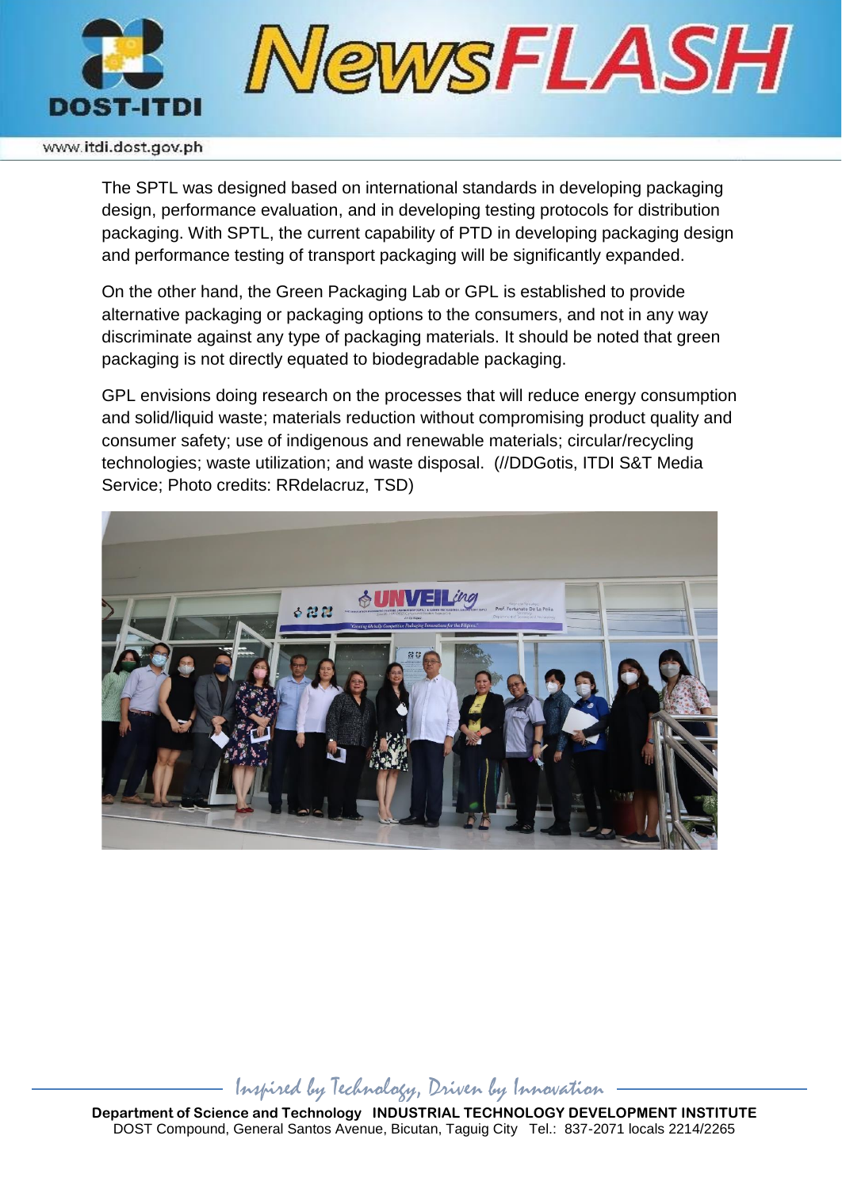The SPTL was designed based on international standards in developing packaging design, performance evaluation, and in developing testing protocols for distribution packaging. With SPTL, the current capability of PTD in developing packaging design and performance testing of transport packaging will be significantly expanded.

On the other hand, the Green Packaging Lab or GPL is established to provide alternative packaging or packaging options to the consumers, and not in any way discriminate against any type of packaging materials. It should be noted that green packaging is not directly equated to biodegradable packaging.

GPL envisions doing research on the processes that will reduce energy consumption and solid/liquid waste; materials reduction without compromising product quality and consumer safety; use of indigenous and renewable materials; circular/recycling technologies; waste utilization; and waste disposal. (//DDGotis, ITDI S&T Media Service; Photo credits: RRdelacruz, TSD)